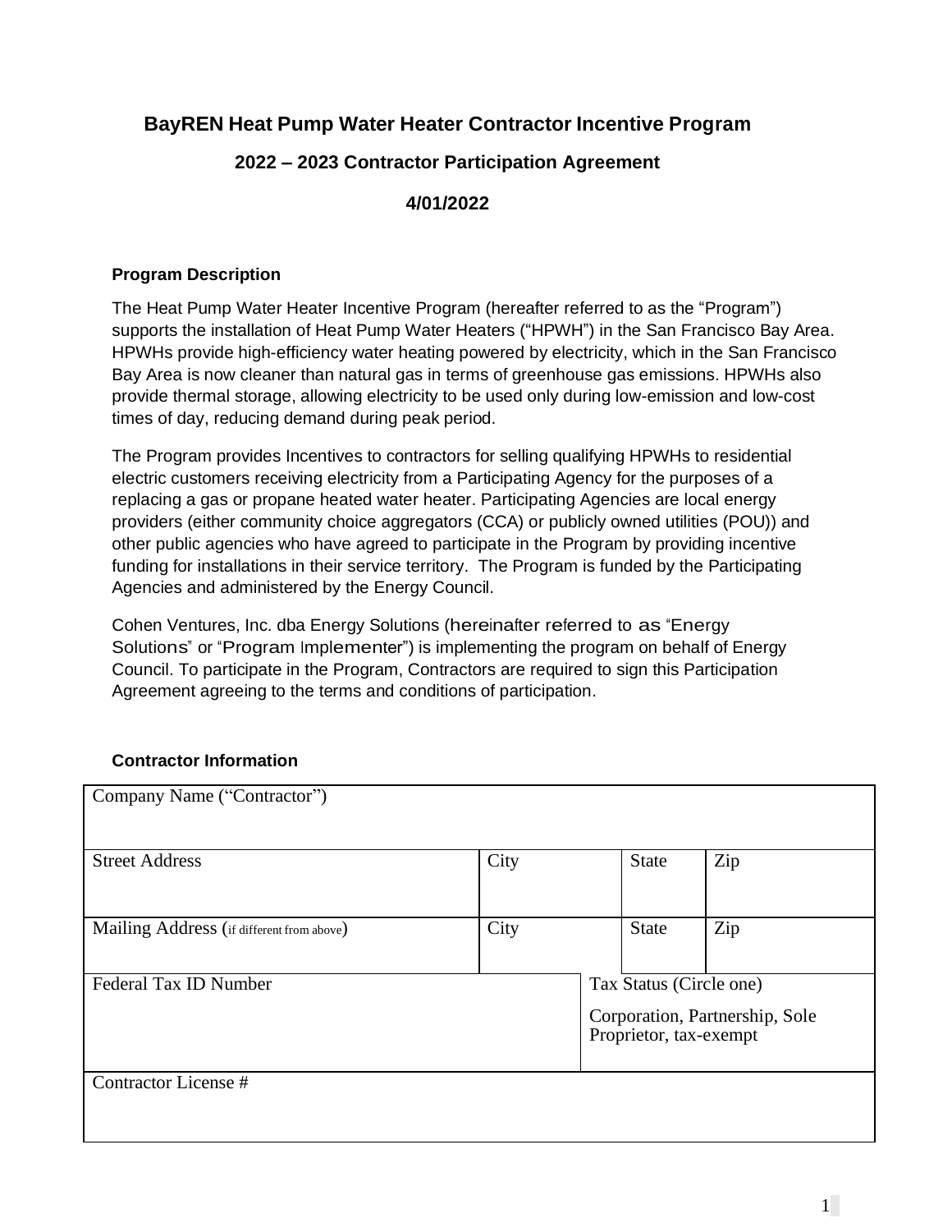# BayREN Heat Pump Water Heater Contractor Incentive Program

## 2022 – 2023 Contractor Participation Agreement

## 4/01/2022

### Program Description

The Heat Pump Water Heater Incentive Program (hereafter referred to as the "Program") supports the installation of Heat Pump Water Heaters ("HPWH") in the San Francisco Bay Area. HPWHs provide high-efficiency water heating powered by electricity, which in the San Francisco Bay Area is now cleaner than natural gas in terms of greenhouse gas emissions. HPWHs also provide thermal storage, allowing electricity to be used only during low-emission and low-cost times of day, reducing demand during peak period.

The Program provides Incentives to contractors for selling qualifying HPWHs to residential electric customers receiving electricity from a Participating Agency for the purposes of a replacing a gas or propane heated water heater. Participating Agencies are local energy providers (either community choice aggregators (CCA) or publicly owned utilities (POU)) and other public agencies who have agreed to participate in the Program by providing incentive funding for installations in their service territory. The Program is funded by the Participating Agencies and administered by the Energy Council.

Cohen Ventures, Inc. dba Energy Solutions (hereinafter referred to as "Energy Solutions" or "Program Implementer") is implementing the program on behalf of Energy Council. To participate in the Program, Contractors are required to sign this Participation Agreement agreeing to the terms and conditions of participation.

### Contractor Information

| Company Name ("Contractor") | | | |
|---|---|---|---|
| Street Address | City | State | Zip |
| Mailing Address (if different from above) | City | State | Zip |
| Federal Tax ID Number | Tax Status (Circle one) Corporation, Partnership, Sole Proprietor, tax-exempt | | |
| Contractor License # | | | |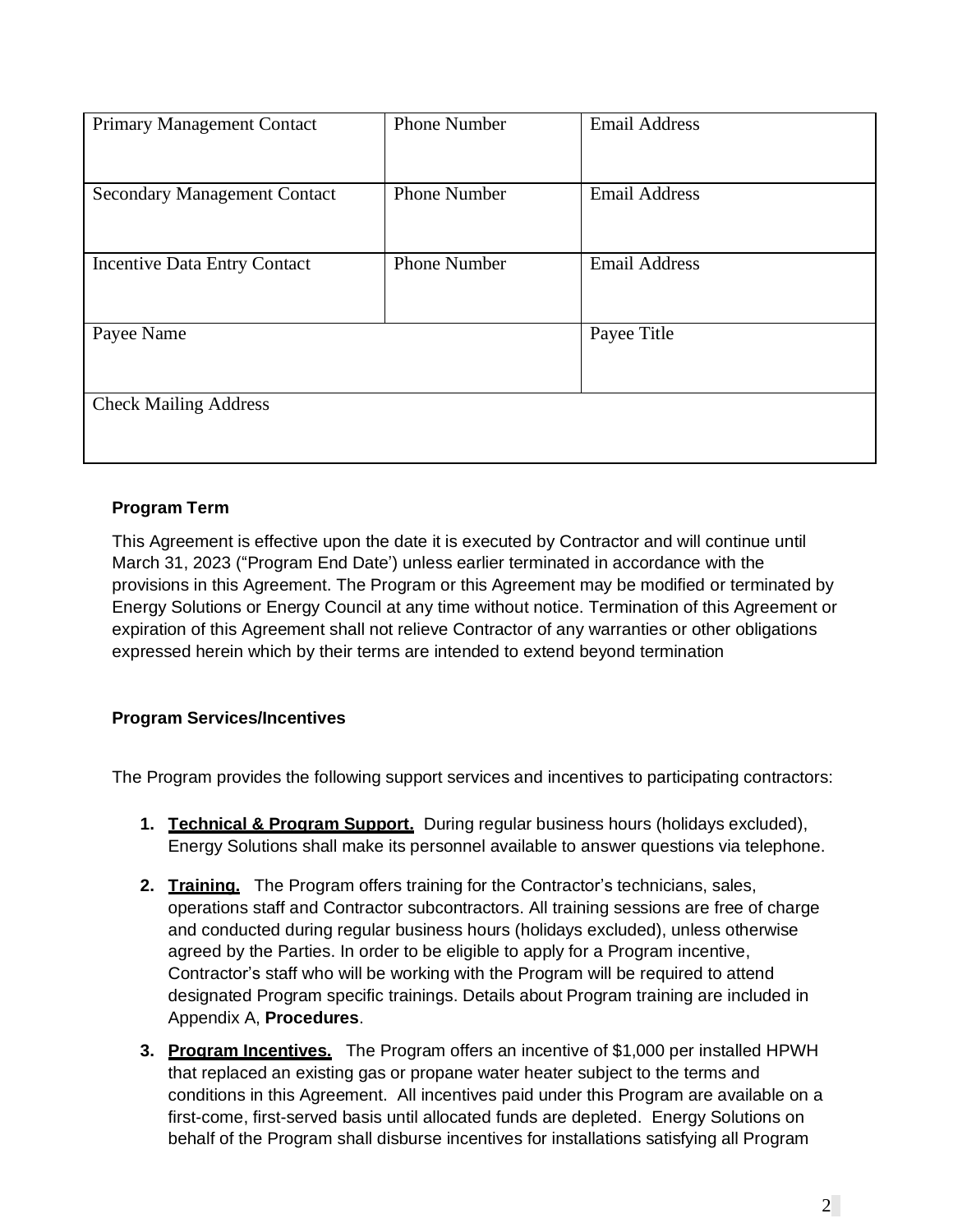| Primary Management Contact | Phone Number | Email Address |
| --- | --- | --- |
| Secondary Management Contact | Phone Number | Email Address |
| Incentive Data Entry Contact | Phone Number | Email Address |
| Payee Name | | Payee Title |
| Check Mailing Address | | |

**Program Term**

This Agreement is effective upon the date it is executed by Contractor and will continue until March 31, 2023 ("Program End Date') unless earlier terminated in accordance with the provisions in this Agreement. The Program or this Agreement may be modified or terminated by Energy Solutions or Energy Council at any time without notice. Termination of this Agreement or expiration of this Agreement shall not relieve Contractor of any warranties or other obligations expressed herein which by their terms are intended to extend beyond termination

**Program Services/Incentives**

The Program provides the following support services and incentives to participating contractors:

1. **Technical & Program Support.** During regular business hours (holidays excluded), Energy Solutions shall make its personnel available to answer questions via telephone.
2. **Training.** The Program offers training for the Contractor's technicians, sales, operations staff and Contractor subcontractors. All training sessions are free of charge and conducted during regular business hours (holidays excluded), unless otherwise agreed by the Parties. In order to be eligible to apply for a Program incentive, Contractor's staff who will be working with the Program will be required to attend designated Program specific trainings. Details about Program training are included in Appendix A, **Procedures**.
3. **Program Incentives.** The Program offers an incentive of $1,000 per installed HPWH that replaced an existing gas or propane water heater subject to the terms and conditions in this Agreement. All incentives paid under this Program are available on a first-come, first-served basis until allocated funds are depleted. Energy Solutions on behalf of the Program shall disburse incentives for installations satisfying all Program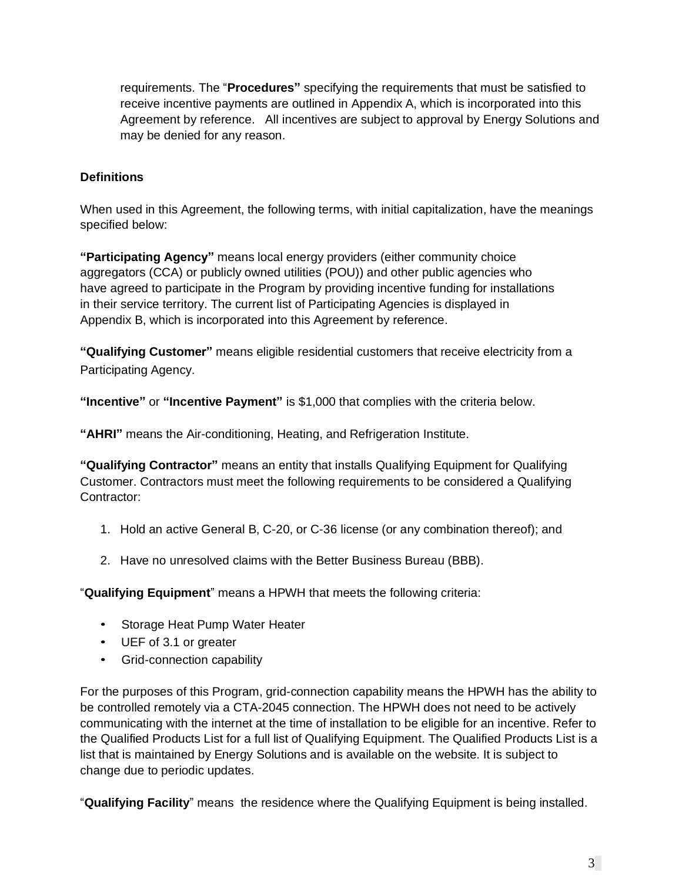requirements. The "**Procedures"** specifying the requirements that must be satisfied to receive incentive payments are outlined in Appendix A, which is incorporated into this Agreement by reference. All incentives are subject to approval by Energy Solutions and may be denied for any reason.

**Definitions**

When used in this Agreement, the following terms, with initial capitalization, have the meanings specified below:

**"Participating Agency"** means local energy providers (either community choice aggregators (CCA) or publicly owned utilities (POU)) and other public agencies who have agreed to participate in the Program by providing incentive funding for installations in their service territory. The current list of Participating Agencies is displayed in Appendix B, which is incorporated into this Agreement by reference.

**"Qualifying Customer"** means eligible residential customers that receive electricity from a Participating Agency.

**"Incentive"** or **"Incentive Payment"** is $1,000 that complies with the criteria below.

**"AHRI"** means the Air-conditioning, Heating, and Refrigeration Institute.

**"Qualifying Contractor"** means an entity that installs Qualifying Equipment for Qualifying Customer. Contractors must meet the following requirements to be considered a Qualifying Contractor:

1. Hold an active General B, C-20, or C-36 license (or any combination thereof); and
2. Have no unresolved claims with the Better Business Bureau (BBB).

"**Qualifying Equipment**" means a HPWH that meets the following criteria:

- Storage Heat Pump Water Heater
- UEF of 3.1 or greater
- Grid-connection capability

For the purposes of this Program, grid-connection capability means the HPWH has the ability to be controlled remotely via a CTA-2045 connection. The HPWH does not need to be actively communicating with the internet at the time of installation to be eligible for an incentive. Refer to the Qualified Products List for a full list of Qualifying Equipment. The Qualified Products List is a list that is maintained by Energy Solutions and is available on the website. It is subject to change due to periodic updates.

"**Qualifying Facility**" means the residence where the Qualifying Equipment is being installed.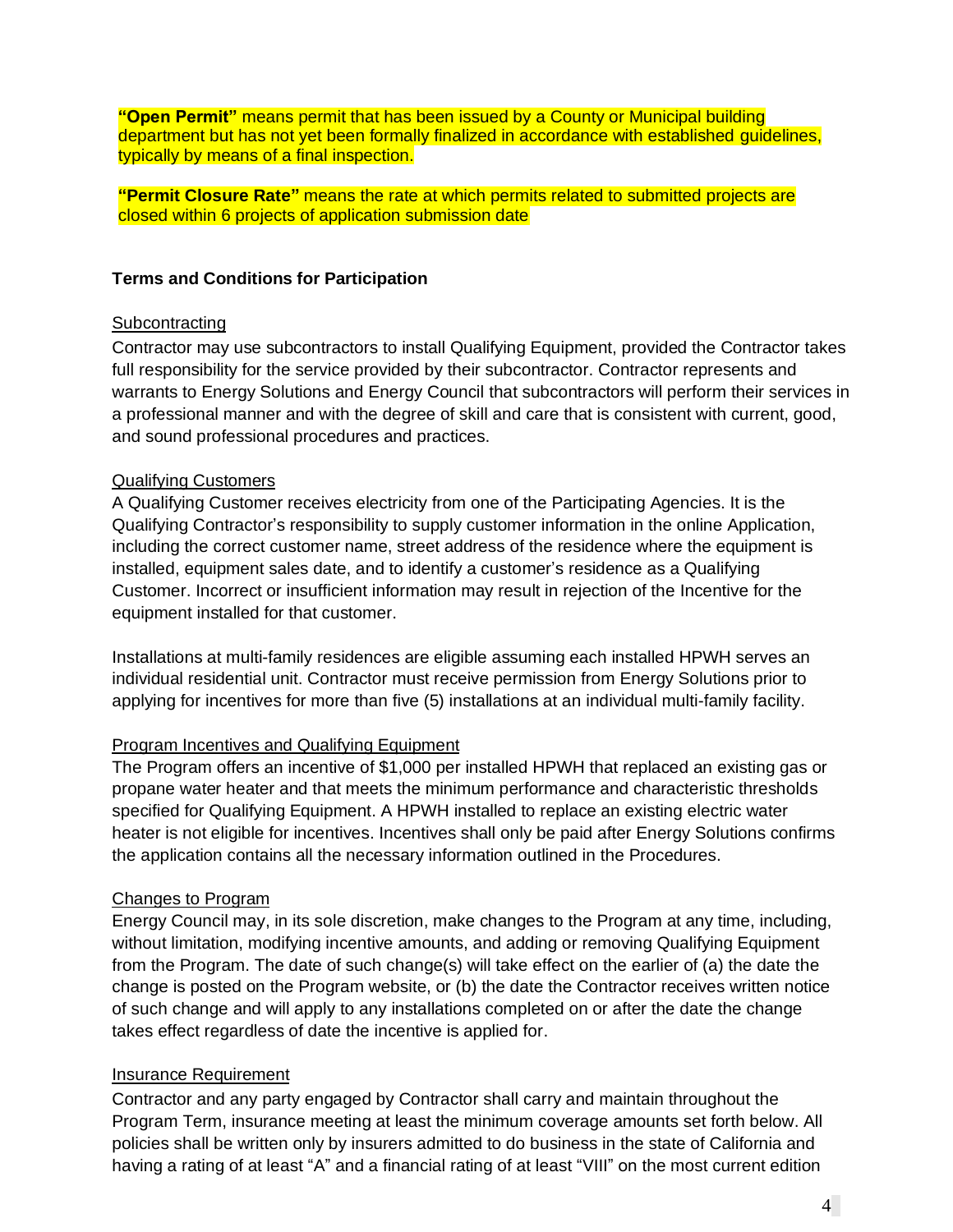**"Open Permit"** means permit that has been issued by a County or Municipal building department but has not yet been formally finalized in accordance with established guidelines, typically by means of a final inspection.

**"Permit Closure Rate"** means the rate at which permits related to submitted projects are closed within 6 projects of application submission date

**Terms and Conditions for Participation**

Subcontracting

Contractor may use subcontractors to install Qualifying Equipment, provided the Contractor takes full responsibility for the service provided by their subcontractor. Contractor represents and warrants to Energy Solutions and Energy Council that subcontractors will perform their services in a professional manner and with the degree of skill and care that is consistent with current, good, and sound professional procedures and practices.

Qualifying Customers

A Qualifying Customer receives electricity from one of the Participating Agencies. It is the Qualifying Contractor's responsibility to supply customer information in the online Application, including the correct customer name, street address of the residence where the equipment is installed, equipment sales date, and to identify a customer's residence as a Qualifying Customer. Incorrect or insufficient information may result in rejection of the Incentive for the equipment installed for that customer.

Installations at multi-family residences are eligible assuming each installed HPWH serves an individual residential unit. Contractor must receive permission from Energy Solutions prior to applying for incentives for more than five (5) installations at an individual multi-family facility.

Program Incentives and Qualifying Equipment

The Program offers an incentive of $1,000 per installed HPWH that replaced an existing gas or propane water heater and that meets the minimum performance and characteristic thresholds specified for Qualifying Equipment. A HPWH installed to replace an existing electric water heater is not eligible for incentives. Incentives shall only be paid after Energy Solutions confirms the application contains all the necessary information outlined in the Procedures.

Changes to Program

Energy Council may, in its sole discretion, make changes to the Program at any time, including, without limitation, modifying incentive amounts, and adding or removing Qualifying Equipment from the Program. The date of such change(s) will take effect on the earlier of (a) the date the change is posted on the Program website, or (b) the date the Contractor receives written notice of such change and will apply to any installations completed on or after the date the change takes effect regardless of date the incentive is applied for.

Insurance Requirement

Contractor and any party engaged by Contractor shall carry and maintain throughout the Program Term, insurance meeting at least the minimum coverage amounts set forth below. All policies shall be written only by insurers admitted to do business in the state of California and having a rating of at least "A" and a financial rating of at least "VIII" on the most current edition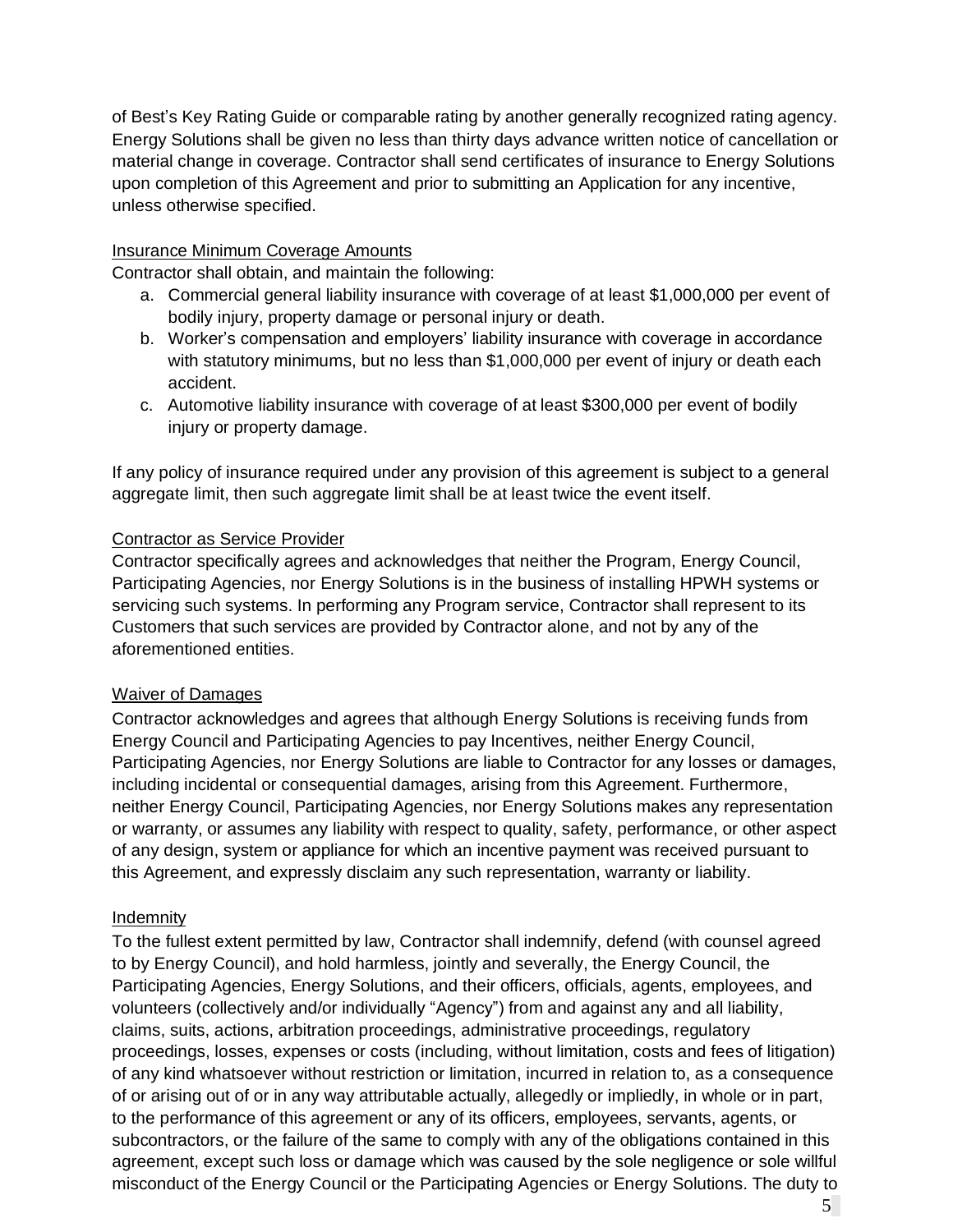of Best's Key Rating Guide or comparable rating by another generally recognized rating agency. Energy Solutions shall be given no less than thirty days advance written notice of cancellation or material change in coverage. Contractor shall send certificates of insurance to Energy Solutions upon completion of this Agreement and prior to submitting an Application for any incentive, unless otherwise specified.

<u>Insurance Minimum Coverage Amounts</u>

Contractor shall obtain, and maintain the following:

a. Commercial general liability insurance with coverage of at least $1,000,000 per event of bodily injury, property damage or personal injury or death.
b. Worker's compensation and employers' liability insurance with coverage in accordance with statutory minimums, but no less than $1,000,000 per event of injury or death each accident.
c. Automotive liability insurance with coverage of at least $300,000 per event of bodily injury or property damage.

If any policy of insurance required under any provision of this agreement is subject to a general aggregate limit, then such aggregate limit shall be at least twice the event itself.

<u>Contractor as Service Provider</u>

Contractor specifically agrees and acknowledges that neither the Program, Energy Council, Participating Agencies, nor Energy Solutions is in the business of installing HPWH systems or servicing such systems. In performing any Program service, Contractor shall represent to its Customers that such services are provided by Contractor alone, and not by any of the aforementioned entities.

<u>Waiver of Damages</u>

Contractor acknowledges and agrees that although Energy Solutions is receiving funds from Energy Council and Participating Agencies to pay Incentives, neither Energy Council, Participating Agencies, nor Energy Solutions are liable to Contractor for any losses or damages, including incidental or consequential damages, arising from this Agreement. Furthermore, neither Energy Council, Participating Agencies, nor Energy Solutions makes any representation or warranty, or assumes any liability with respect to quality, safety, performance, or other aspect of any design, system or appliance for which an incentive payment was received pursuant to this Agreement, and expressly disclaim any such representation, warranty or liability.

<u>Indemnity</u>

To the fullest extent permitted by law, Contractor shall indemnify, defend (with counsel agreed to by Energy Council), and hold harmless, jointly and severally, the Energy Council, the Participating Agencies, Energy Solutions, and their officers, officials, agents, employees, and volunteers (collectively and/or individually "Agency") from and against any and all liability, claims, suits, actions, arbitration proceedings, administrative proceedings, regulatory proceedings, losses, expenses or costs (including, without limitation, costs and fees of litigation) of any kind whatsoever without restriction or limitation, incurred in relation to, as a consequence of or arising out of or in any way attributable actually, allegedly or impliedly, in whole or in part, to the performance of this agreement or any of its officers, employees, servants, agents, or subcontractors, or the failure of the same to comply with any of the obligations contained in this agreement, except such loss or damage which was caused by the sole negligence or sole willful misconduct of the Energy Council or the Participating Agencies or Energy Solutions. The duty to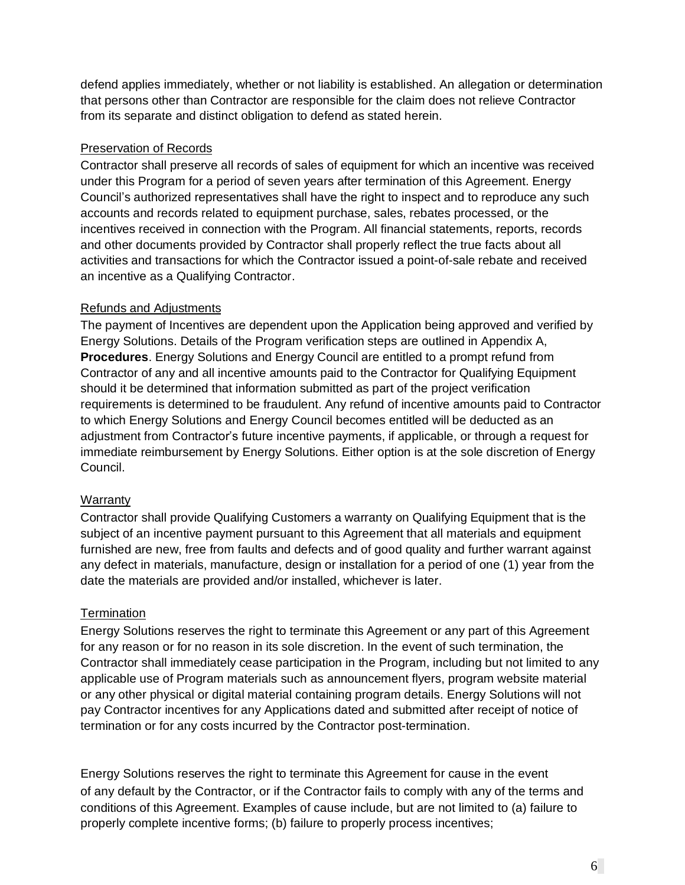defend applies immediately, whether or not liability is established. An allegation or determination that persons other than Contractor are responsible for the claim does not relieve Contractor from its separate and distinct obligation to defend as stated herein.

Preservation of Records

Contractor shall preserve all records of sales of equipment for which an incentive was received under this Program for a period of seven years after termination of this Agreement. Energy Council's authorized representatives shall have the right to inspect and to reproduce any such accounts and records related to equipment purchase, sales, rebates processed, or the incentives received in connection with the Program. All financial statements, reports, records and other documents provided by Contractor shall properly reflect the true facts about all activities and transactions for which the Contractor issued a point-of-sale rebate and received an incentive as a Qualifying Contractor.

Refunds and Adjustments

The payment of Incentives are dependent upon the Application being approved and verified by Energy Solutions. Details of the Program verification steps are outlined in Appendix A, **Procedures**. Energy Solutions and Energy Council are entitled to a prompt refund from Contractor of any and all incentive amounts paid to the Contractor for Qualifying Equipment should it be determined that information submitted as part of the project verification requirements is determined to be fraudulent. Any refund of incentive amounts paid to Contractor to which Energy Solutions and Energy Council becomes entitled will be deducted as an adjustment from Contractor's future incentive payments, if applicable, or through a request for immediate reimbursement by Energy Solutions. Either option is at the sole discretion of Energy Council.

Warranty

Contractor shall provide Qualifying Customers a warranty on Qualifying Equipment that is the subject of an incentive payment pursuant to this Agreement that all materials and equipment furnished are new, free from faults and defects and of good quality and further warrant against any defect in materials, manufacture, design or installation for a period of one (1) year from the date the materials are provided and/or installed, whichever is later.

Termination

Energy Solutions reserves the right to terminate this Agreement or any part of this Agreement for any reason or for no reason in its sole discretion. In the event of such termination, the Contractor shall immediately cease participation in the Program, including but not limited to any applicable use of Program materials such as announcement flyers, program website material or any other physical or digital material containing program details. Energy Solutions will not pay Contractor incentives for any Applications dated and submitted after receipt of notice of termination or for any costs incurred by the Contractor post-termination.

Energy Solutions reserves the right to terminate this Agreement for cause in the event of any default by the Contractor, or if the Contractor fails to comply with any of the terms and conditions of this Agreement. Examples of cause include, but are not limited to (a) failure to properly complete incentive forms; (b) failure to properly process incentives;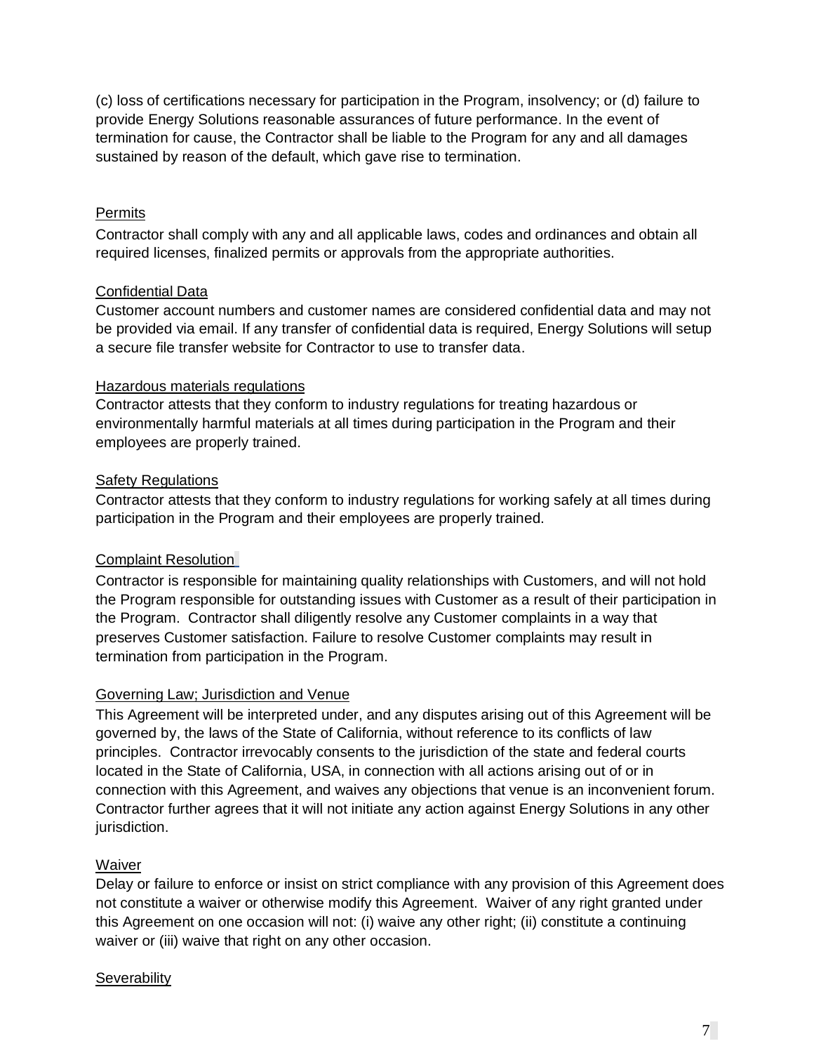(c) loss of certifications necessary for participation in the Program, insolvency; or (d) failure to provide Energy Solutions reasonable assurances of future performance. In the event of termination for cause, the Contractor shall be liable to the Program for any and all damages sustained by reason of the default, which gave rise to termination.

<u>Permits</u>

Contractor shall comply with any and all applicable laws, codes and ordinances and obtain all required licenses, finalized permits or approvals from the appropriate authorities.

<u>Confidential Data</u>

Customer account numbers and customer names are considered confidential data and may not be provided via email. If any transfer of confidential data is required, Energy Solutions will setup a secure file transfer website for Contractor to use to transfer data.

<u>Hazardous materials regulations</u>

Contractor attests that they conform to industry regulations for treating hazardous or environmentally harmful materials at all times during participation in the Program and their employees are properly trained.

<u>Safety Regulations</u>

Contractor attests that they conform to industry regulations for working safely at all times during participation in the Program and their employees are properly trained.

<u>Complaint Resolution</u>

Contractor is responsible for maintaining quality relationships with Customers, and will not hold the Program responsible for outstanding issues with Customer as a result of their participation in the Program. Contractor shall diligently resolve any Customer complaints in a way that preserves Customer satisfaction. Failure to resolve Customer complaints may result in termination from participation in the Program.

<u>Governing Law; Jurisdiction and Venue</u>

This Agreement will be interpreted under, and any disputes arising out of this Agreement will be governed by, the laws of the State of California, without reference to its conflicts of law principles. Contractor irrevocably consents to the jurisdiction of the state and federal courts located in the State of California, USA, in connection with all actions arising out of or in connection with this Agreement, and waives any objections that venue is an inconvenient forum. Contractor further agrees that it will not initiate any action against Energy Solutions in any other jurisdiction.

<u>Waiver</u>

Delay or failure to enforce or insist on strict compliance with any provision of this Agreement does not constitute a waiver or otherwise modify this Agreement. Waiver of any right granted under this Agreement on one occasion will not: (i) waive any other right; (ii) constitute a continuing waiver or (iii) waive that right on any other occasion.

<u>Severability</u>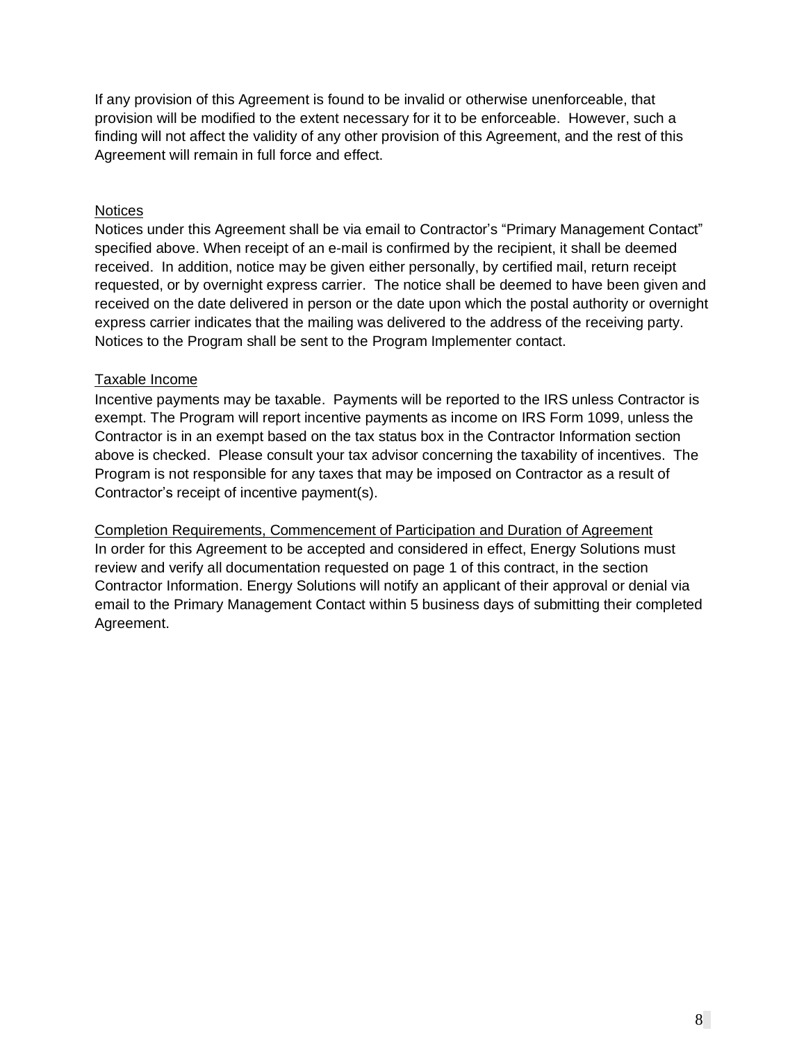If any provision of this Agreement is found to be invalid or otherwise unenforceable, that provision will be modified to the extent necessary for it to be enforceable. However, such a finding will not affect the validity of any other provision of this Agreement, and the rest of this Agreement will remain in full force and effect.

<u>Notices</u>

Notices under this Agreement shall be via email to Contractor's "Primary Management Contact" specified above. When receipt of an e-mail is confirmed by the recipient, it shall be deemed received. In addition, notice may be given either personally, by certified mail, return receipt requested, or by overnight express carrier. The notice shall be deemed to have been given and received on the date delivered in person or the date upon which the postal authority or overnight express carrier indicates that the mailing was delivered to the address of the receiving party. Notices to the Program shall be sent to the Program Implementer contact.

<u>Taxable Income</u>

Incentive payments may be taxable. Payments will be reported to the IRS unless Contractor is exempt. The Program will report incentive payments as income on IRS Form 1099, unless the Contractor is in an exempt based on the tax status box in the Contractor Information section above is checked. Please consult your tax advisor concerning the taxability of incentives. The Program is not responsible for any taxes that may be imposed on Contractor as a result of Contractor's receipt of incentive payment(s).

<u>Completion Requirements, Commencement of Participation and Duration of Agreement</u>

In order for this Agreement to be accepted and considered in effect, Energy Solutions must review and verify all documentation requested on page 1 of this contract, in the section Contractor Information. Energy Solutions will notify an applicant of their approval or denial via email to the Primary Management Contact within 5 business days of submitting their completed Agreement.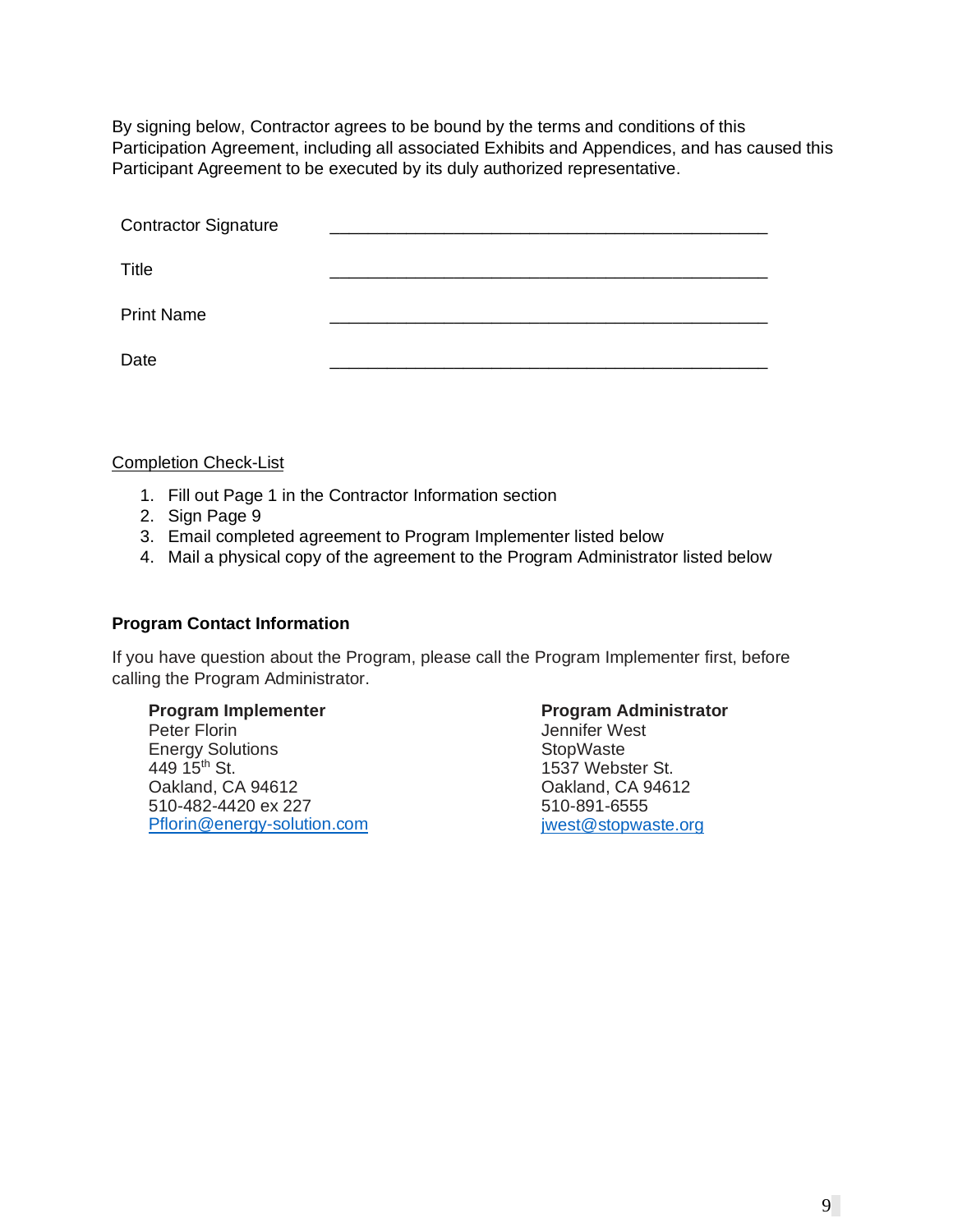By signing below, Contractor agrees to be bound by the terms and conditions of this Participation Agreement, including all associated Exhibits and Appendices, and has caused this Participant Agreement to be executed by its duly authorized representative.

| | |
|---|---|
| Contractor Signature | ______________________________________________ |
| Title | ______________________________________________ |
| Print Name | ______________________________________________ |
| Date | ______________________________________________ |

Completion Check-List

1. Fill out Page 1 in the Contractor Information section
2. Sign Page 9
3. Email completed agreement to Program Implementer listed below
4. Mail a physical copy of the agreement to the Program Administrator listed below

**Program Contact Information**

If you have question about the Program, please call the Program Implementer first, before calling the Program Administrator.

**Program Implementer**
Peter Florin
Energy Solutions
449 15th St.
Oakland, CA 94612
510-482-4420 ex 227
Pflorin@energy-solution.com

**Program Administrator**
Jennifer West
StopWaste
1537 Webster St.
Oakland, CA 94612
510-891-6555
jwest@stopwaste.org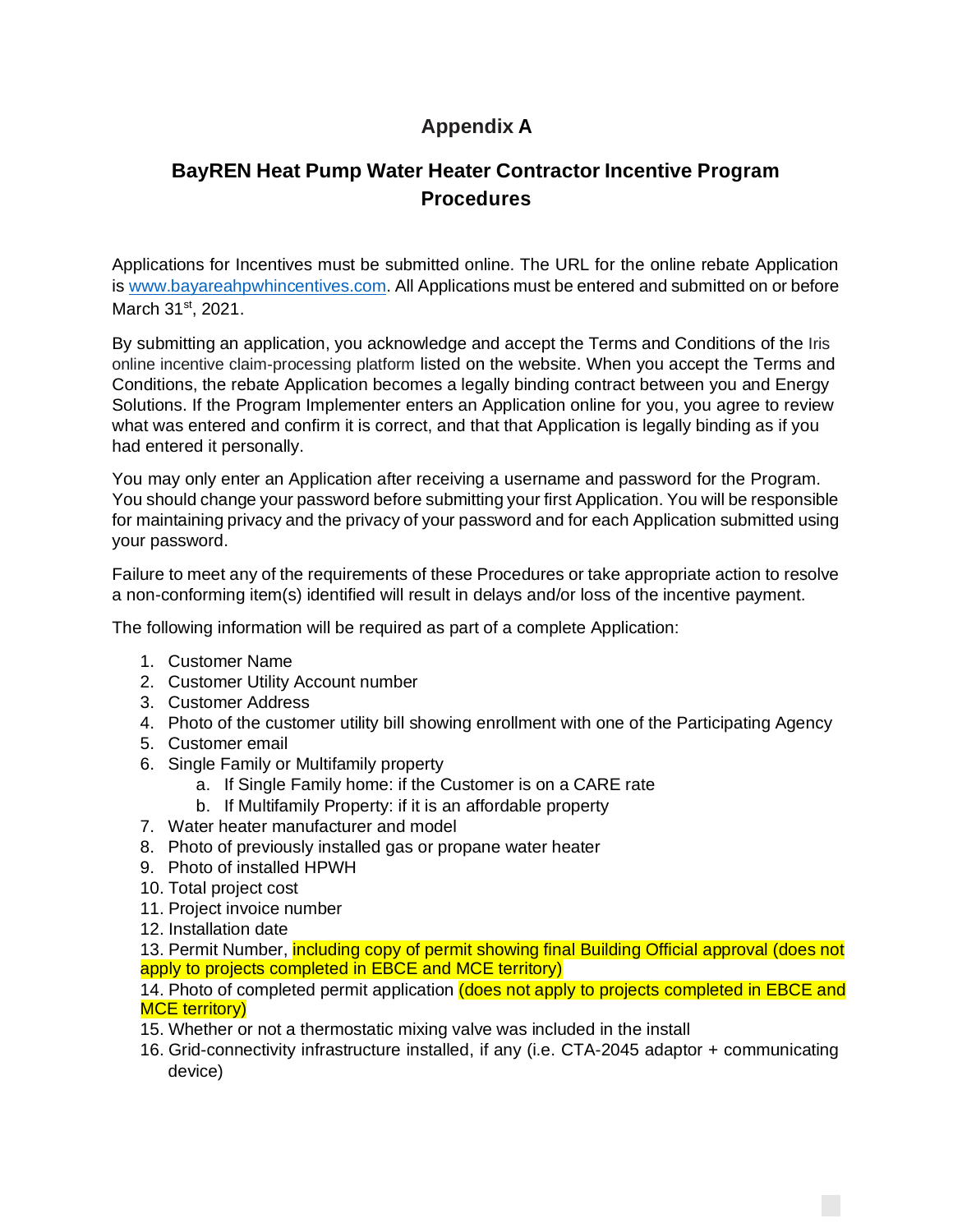# Appendix A

## BayREN Heat Pump Water Heater Contractor Incentive Program Procedures

Applications for Incentives must be submitted online. The URL for the online rebate Application is [www.bayareahpwhincentives.com](http://www.bayareahpwhincentives.com). All Applications must be entered and submitted on or before March 31st, 2021.

By submitting an application, you acknowledge and accept the Terms and Conditions of the Iris online incentive claim-processing platform listed on the website. When you accept the Terms and Conditions, the rebate Application becomes a legally binding contract between you and Energy Solutions. If the Program Implementer enters an Application online for you, you agree to review what was entered and confirm it is correct, and that that Application is legally binding as if you had entered it personally.

You may only enter an Application after receiving a username and password for the Program. You should change your password before submitting your first Application. You will be responsible for maintaining privacy and the privacy of your password and for each Application submitted using your password.

Failure to meet any of the requirements of these Procedures or take appropriate action to resolve a non-conforming item(s) identified will result in delays and/or loss of the incentive payment.

The following information will be required as part of a complete Application:

1. Customer Name
2. Customer Utility Account number
3. Customer Address
4. Photo of the customer utility bill showing enrollment with one of the Participating Agency
5. Customer email
6. Single Family or Multifamily property
    a. If Single Family home: if the Customer is on a CARE rate
    b. If Multifamily Property: if it is an affordable property
7. Water heater manufacturer and model
8. Photo of previously installed gas or propane water heater
9. Photo of installed HPWH
10. Total project cost
11. Project invoice number
12. Installation date
13. Permit Number, including copy of permit showing final Building Official approval (does not apply to projects completed in EBCE and MCE territory)
14. Photo of completed permit application (does not apply to projects completed in EBCE and MCE territory)
15. Whether or not a thermostatic mixing valve was included in the install
16. Grid-connectivity infrastructure installed, if any (i.e. CTA-2045 adaptor + communicating device)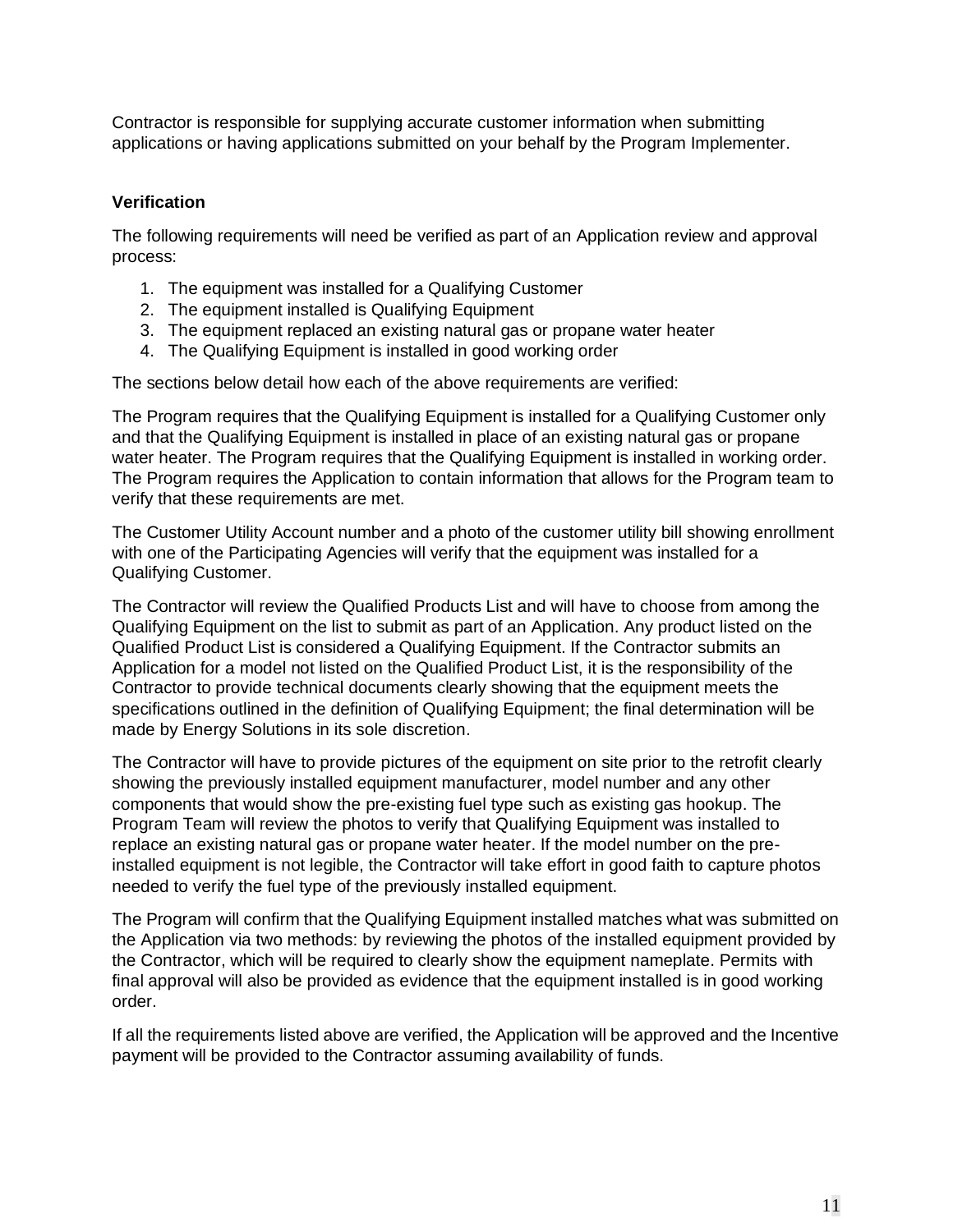Contractor is responsible for supplying accurate customer information when submitting applications or having applications submitted on your behalf by the Program Implementer.

**Verification**

The following requirements will need be verified as part of an Application review and approval process:

1. The equipment was installed for a Qualifying Customer
2. The equipment installed is Qualifying Equipment
3. The equipment replaced an existing natural gas or propane water heater
4. The Qualifying Equipment is installed in good working order

The sections below detail how each of the above requirements are verified:

The Program requires that the Qualifying Equipment is installed for a Qualifying Customer only and that the Qualifying Equipment is installed in place of an existing natural gas or propane water heater. The Program requires that the Qualifying Equipment is installed in working order. The Program requires the Application to contain information that allows for the Program team to verify that these requirements are met.

The Customer Utility Account number and a photo of the customer utility bill showing enrollment with one of the Participating Agencies will verify that the equipment was installed for a Qualifying Customer.

The Contractor will review the Qualified Products List and will have to choose from among the Qualifying Equipment on the list to submit as part of an Application. Any product listed on the Qualified Product List is considered a Qualifying Equipment. If the Contractor submits an Application for a model not listed on the Qualified Product List, it is the responsibility of the Contractor to provide technical documents clearly showing that the equipment meets the specifications outlined in the definition of Qualifying Equipment; the final determination will be made by Energy Solutions in its sole discretion.

The Contractor will have to provide pictures of the equipment on site prior to the retrofit clearly showing the previously installed equipment manufacturer, model number and any other components that would show the pre-existing fuel type such as existing gas hookup. The Program Team will review the photos to verify that Qualifying Equipment was installed to replace an existing natural gas or propane water heater. If the model number on the pre-installed equipment is not legible, the Contractor will take effort in good faith to capture photos needed to verify the fuel type of the previously installed equipment.

The Program will confirm that the Qualifying Equipment installed matches what was submitted on the Application via two methods: by reviewing the photos of the installed equipment provided by the Contractor, which will be required to clearly show the equipment nameplate. Permits with final approval will also be provided as evidence that the equipment installed is in good working order.

If all the requirements listed above are verified, the Application will be approved and the Incentive payment will be provided to the Contractor assuming availability of funds.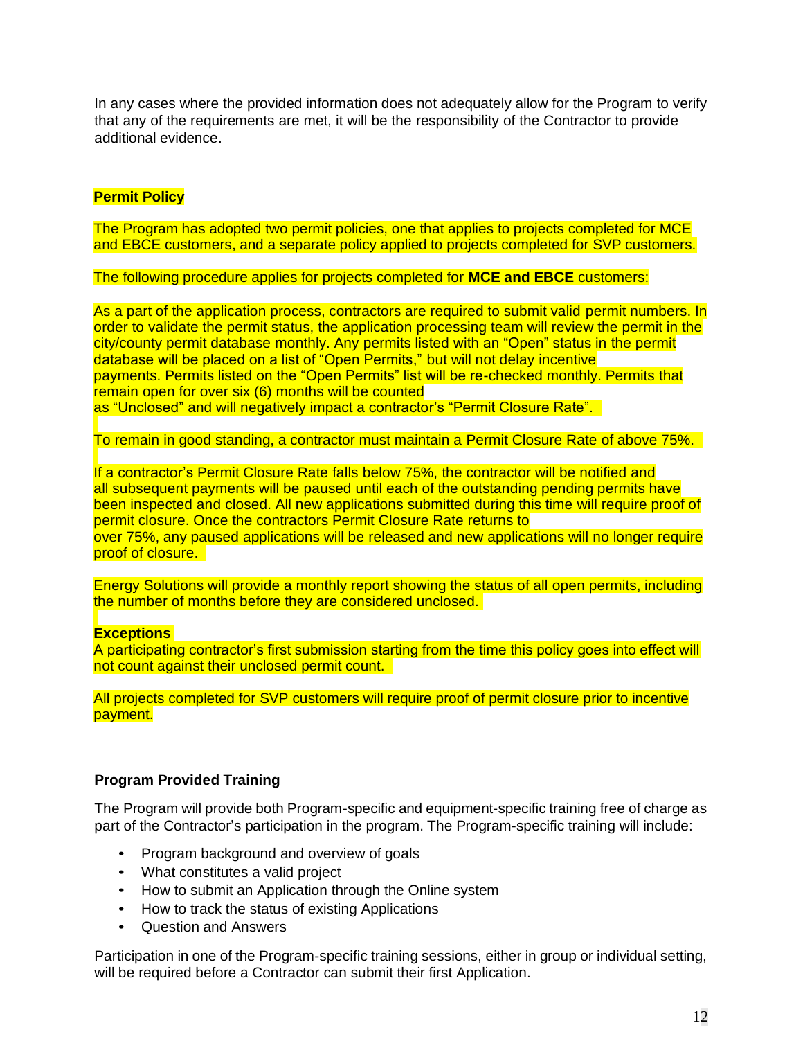In any cases where the provided information does not adequately allow for the Program to verify that any of the requirements are met, it will be the responsibility of the Contractor to provide additional evidence.

**Permit Policy**

The Program has adopted two permit policies, one that applies to projects completed for MCE and EBCE customers, and a separate policy applied to projects completed for SVP customers.

The following procedure applies for projects completed for **MCE and EBCE** customers:

As a part of the application process, contractors are required to submit valid permit numbers. In order to validate the permit status, the application processing team will review the permit in the city/county permit database monthly. Any permits listed with an "Open" status in the permit database will be placed on a list of "Open Permits," but will not delay incentive payments. Permits listed on the "Open Permits" list will be re-checked monthly. Permits that remain open for over six (6) months will be counted as "Unclosed" and will negatively impact a contractor's "Permit Closure Rate".

To remain in good standing, a contractor must maintain a Permit Closure Rate of above 75%.

If a contractor's Permit Closure Rate falls below 75%, the contractor will be notified and all subsequent payments will be paused until each of the outstanding pending permits have been inspected and closed. All new applications submitted during this time will require proof of permit closure. Once the contractors Permit Closure Rate returns to over 75%, any paused applications will be released and new applications will no longer require proof of closure.

Energy Solutions will provide a monthly report showing the status of all open permits, including the number of months before they are considered unclosed.

**Exceptions**
A participating contractor's first submission starting from the time this policy goes into effect will not count against their unclosed permit count.

All projects completed for SVP customers will require proof of permit closure prior to incentive payment.

**Program Provided Training**

The Program will provide both Program-specific and equipment-specific training free of charge as part of the Contractor's participation in the program. The Program-specific training will include:

- Program background and overview of goals
- What constitutes a valid project
- How to submit an Application through the Online system
- How to track the status of existing Applications
- Question and Answers

Participation in one of the Program-specific training sessions, either in group or individual setting, will be required before a Contractor can submit their first Application.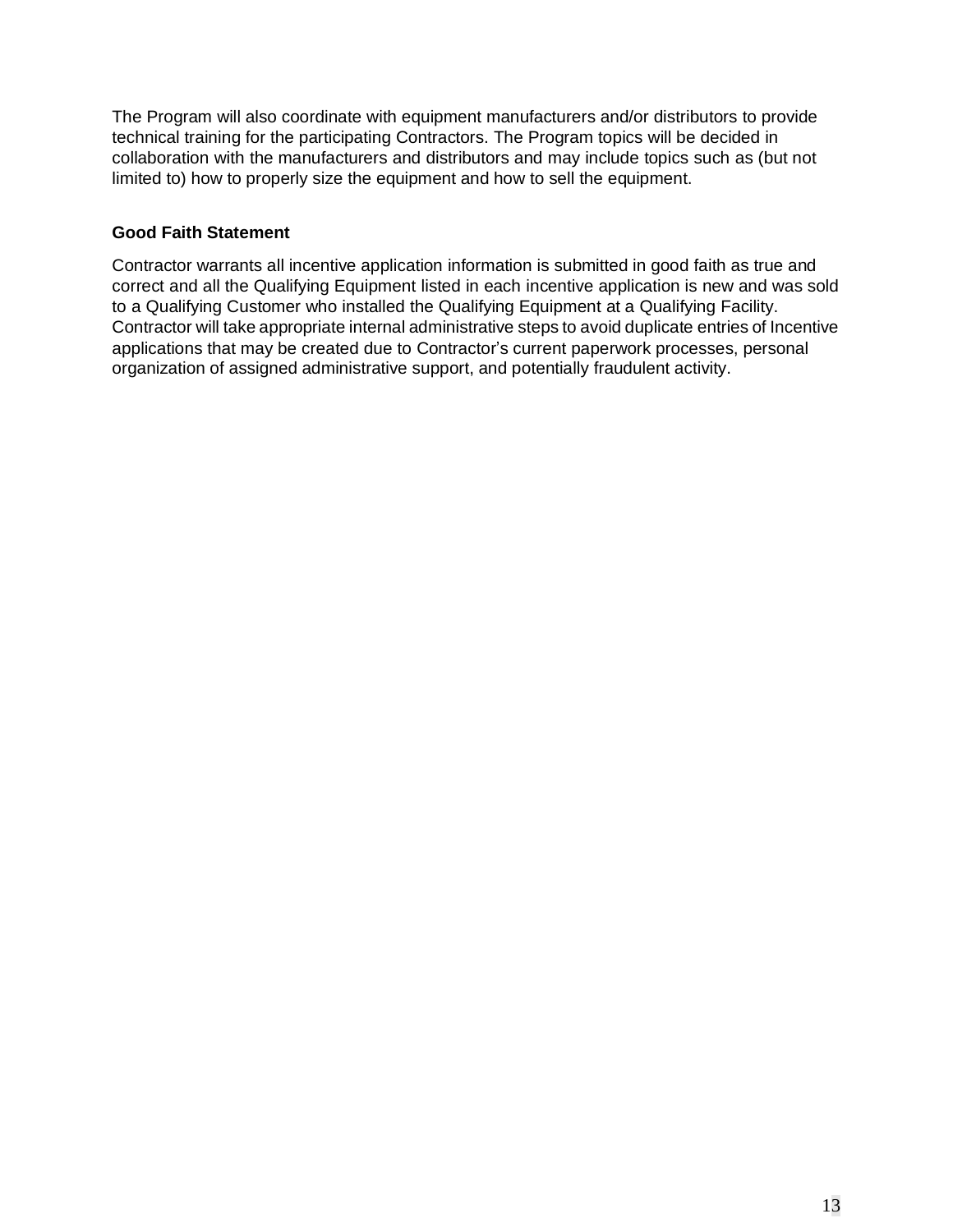The Program will also coordinate with equipment manufacturers and/or distributors to provide technical training for the participating Contractors. The Program topics will be decided in collaboration with the manufacturers and distributors and may include topics such as (but not limited to) how to properly size the equipment and how to sell the equipment.

**Good Faith Statement**

Contractor warrants all incentive application information is submitted in good faith as true and correct and all the Qualifying Equipment listed in each incentive application is new and was sold to a Qualifying Customer who installed the Qualifying Equipment at a Qualifying Facility. Contractor will take appropriate internal administrative steps to avoid duplicate entries of Incentive applications that may be created due to Contractor's current paperwork processes, personal organization of assigned administrative support, and potentially fraudulent activity.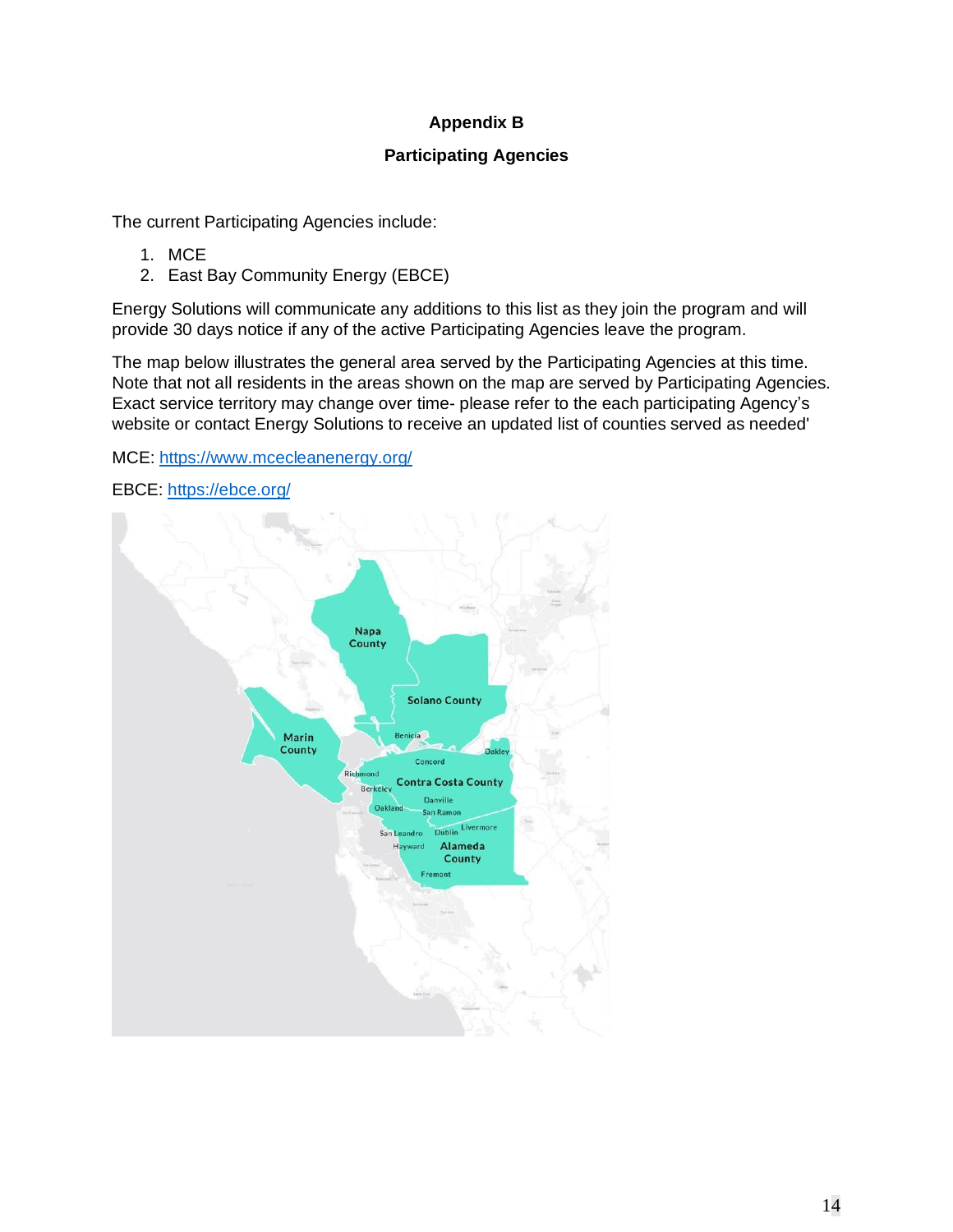## Appendix B

### Participating Agencies

The current Participating Agencies include:

1. MCE
2. East Bay Community Energy (EBCE)

Energy Solutions will communicate any additions to this list as they join the program and will provide 30 days notice if any of the active Participating Agencies leave the program.

The map below illustrates the general area served by the Participating Agencies at this time. Note that not all residents in the areas shown on the map are served by Participating Agencies. Exact service territory may change over time- please refer to the each participating Agency's website or contact Energy Solutions to receive an updated list of counties served as needed'

MCE: https://www.mcecleanenergy.org/

EBCE: https://ebce.org/

Napa County
Solano County
Marin County
Benicia
Oakley
Concord
Richmond
Contra Costa County
Berkeley
Danville
Oakland
San Ramon
Livermore
San Leandro
Dublin
Hayward
Alameda County
Fremont